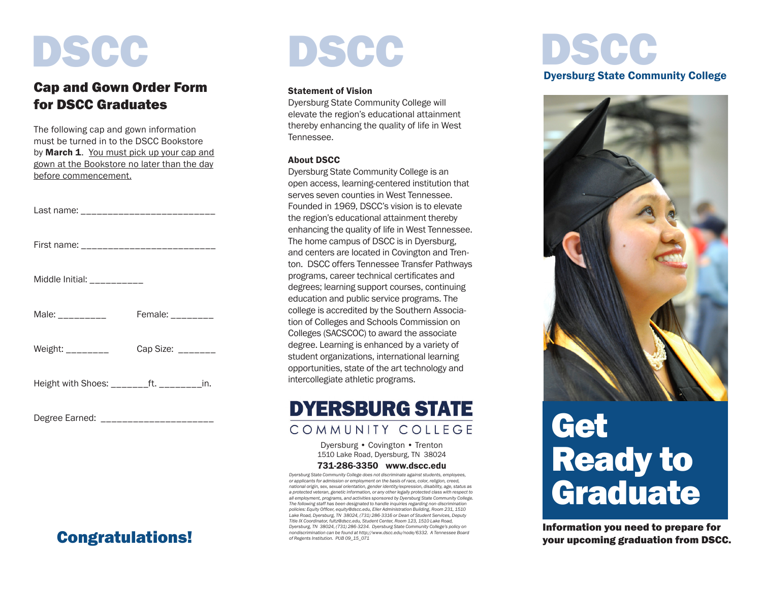# DSCC

## Cap and Gown Order Form for DSCC Graduates

The following cap and gown information must be turned in to the DSCC Bookstore by **March 1**. You must pick up your cap and gown at the Bookstore no later than the day before commencement.

Last name: ___________________________

First name: ___________________________

Middle Initial: ___________

Male: __________ Female: _________

Weight: _________ Cap Size: ________

Height with Shoes: ________ft. _________in.

Degree Earned: ______________________

## Congratulations!

# DSCC

**Statement of Vision**

Dyersburg State Community College will elevate the region's educational attainment thereby enhancing the quality of life in West Tennessee.

**About DSCC**

Dyersburg State Community College is an open access, learning-centered institution that serves seven counties in West Tennessee. Founded in 1969, DSCC's vision is to elevate the region's educational attainment thereby enhancing the quality of life in West Tennessee. The home campus of DSCC is in Dyersburg, and centers are located in Covington and Trenton. DSCC offers Tennessee Transfer Pathways programs, career technical certificates and degrees; learning support courses, continuing education and public service programs. The college is accredited by the Southern Association of Colleges and Schools Commission on Colleges (SACSCOC) to award the associate degree. Learning is enhanced by a variety of student organizations, international learning opportunities, state of the art technology and intercollegiate athletic programs.

**DYERSBURG STATE COMMUNITY COLLEGE**

Dyersburg • Covington • Trenton
1510 Lake Road, Dyersburg, TN 38024
**731-286-3350 www.dscc.edu**

*Dyersburg State Community College does not discriminate against students, employees, or applicants for admission or employment on the basis of race, color, religion, creed, national origin, sex, sexual orientation, gender identity/expression, disability, age, status as a protected veteran, genetic information, or any other legally protected class with respect to all employment, programs, and activities sponsored by Dyersburg State Community College. The following staff has been designated to handle inquiries regarding non-discrimination policies: Equity Officer, equity@dscc.edu, Eller Administration Building, Room 231, 1510 Lake Road, Dyersburg, TN 38024, (731) 286-3316 or Dean of Student Services, Deputy Title IX Coordinator, fultz@dscc.edu, Student Center, Room 123, 1510 Lake Road, Dyersburg, TN 38024, (731) 286-3234. Dyersburg State Community College's policy on nondiscrimination can be found at http://www.dscc.edu/node/6332. A Tennessee Board of Regents Institution. PUB 09_15_071*

# DSCC

**Dyersburg State Community College**

# Get Ready to Graduate

**Information you need to prepare for your upcoming graduation from DSCC.**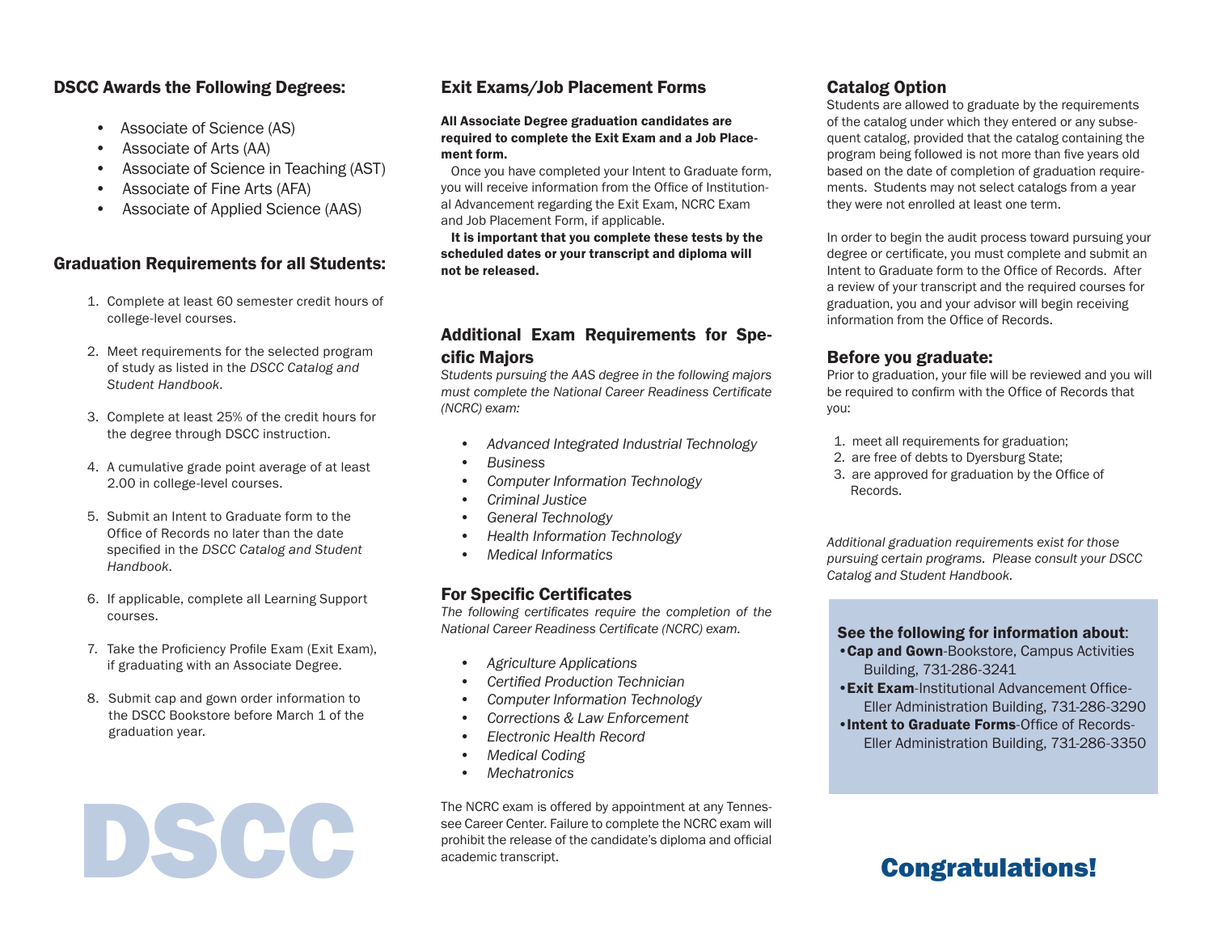## DSCC Awards the Following Degrees:

- Associate of Science (AS)
- Associate of Arts (AA)
- Associate of Science in Teaching (AST)
- Associate of Fine Arts (AFA)
- Associate of Applied Science (AAS)

## Graduation Requirements for all Students:

1. Complete at least 60 semester credit hours of college-level courses.
2. Meet requirements for the selected program of study as listed in the *DSCC Catalog and Student Handbook*.
3. Complete at least 25% of the credit hours for the degree through DSCC instruction.
4. A cumulative grade point average of at least 2.00 in college-level courses.
5. Submit an Intent to Graduate form to the Office of Records no later than the date specified in the *DSCC Catalog and Student Handbook*.
6. If applicable, complete all Learning Support courses.
7. Take the Proficiency Profile Exam (Exit Exam), if graduating with an Associate Degree.
8. Submit cap and gown order information to the DSCC Bookstore before March 1 of the graduation year.

DSCC

## Exit Exams/Job Placement Forms

**All Associate Degree graduation candidates are required to complete the Exit Exam and a Job Placement form.**

Once you have completed your Intent to Graduate form, you will receive information from the Office of Institutional Advancement regarding the Exit Exam, NCRC Exam and Job Placement Form, if applicable.

**It is important that you complete these tests by the scheduled dates or your transcript and diploma will not be released.**

## Additional Exam Requirements for Specific Majors

*Students pursuing the AAS degree in the following majors must complete the National Career Readiness Certificate (NCRC) exam:*

- *Advanced Integrated Industrial Technology*
- *Business*
- *Computer Information Technology*
- *Criminal Justice*
- *General Technology*
- *Health Information Technology*
- *Medical Informatics*

## For Specific Certificates

*The following certificates require the completion of the National Career Readiness Certificate (NCRC) exam.*

- *Agriculture Applications*
- *Certified Production Technician*
- *Computer Information Technology*
- *Corrections & Law Enforcement*
- *Electronic Health Record*
- *Medical Coding*
- *Mechatronics*

The NCRC exam is offered by appointment at any Tennessee Career Center. Failure to complete the NCRC exam will prohibit the release of the candidate's diploma and official academic transcript.

## Catalog Option

Students are allowed to graduate by the requirements of the catalog under which they entered or any subsequent catalog, provided that the catalog containing the program being followed is not more than five years old based on the date of completion of graduation requirements. Students may not select catalogs from a year they were not enrolled at least one term.

In order to begin the audit process toward pursuing your degree or certificate, you must complete and submit an Intent to Graduate form to the Office of Records. After a review of your transcript and the required courses for graduation, you and your advisor will begin receiving information from the Office of Records.

## Before you graduate:

Prior to graduation, your file will be reviewed and you will be required to confirm with the Office of Records that you:

1. meet all requirements for graduation;
2. are free of debts to Dyersburg State;
3. are approved for graduation by the Office of Records.

*Additional graduation requirements exist for those pursuing certain programs. Please consult your DSCC Catalog and Student Handbook.*

**See the following for information about**:

- **Cap and Gown**-Bookstore, Campus Activities Building, 731-286-3241
- **Exit Exam**-Institutional Advancement Office-Eller Administration Building, 731-286-3290
- **Intent to Graduate Forms**-Office of Records-Eller Administration Building, 731-286-3350

**Congratulations!**